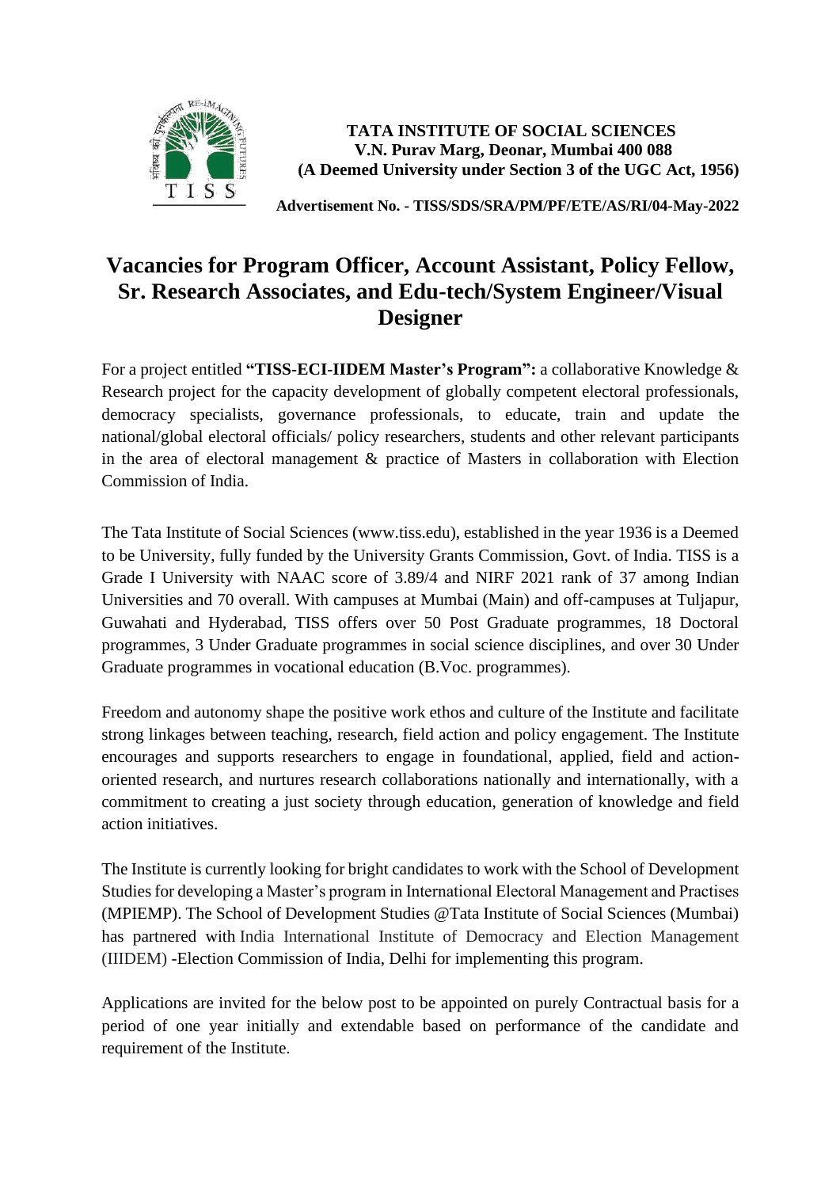**TATA INSTITUTE OF SOCIAL SCIENCES**
**V.N. Purav Marg, Deonar, Mumbai 400 088**
**(A Deemed University under Section 3 of the UGC Act, 1956)**

**Advertisement No. - TISS/SDS/SRA/PM/PF/ETE/AS/RI/04-May-2022**

# Vacancies for Program Officer, Account Assistant, Policy Fellow, Sr. Research Associates, and Edu-tech/System Engineer/Visual Designer

For a project entitled **"TISS-ECI-IIDEM Master's Program":** a collaborative Knowledge & Research project for the capacity development of globally competent electoral professionals, democracy specialists, governance professionals, to educate, train and update the national/global electoral officials/ policy researchers, students and other relevant participants in the area of electoral management & practice of Masters in collaboration with Election Commission of India.

The Tata Institute of Social Sciences (www.tiss.edu), established in the year 1936 is a Deemed to be University, fully funded by the University Grants Commission, Govt. of India. TISS is a Grade I University with NAAC score of 3.89/4 and NIRF 2021 rank of 37 among Indian Universities and 70 overall. With campuses at Mumbai (Main) and off-campuses at Tuljapur, Guwahati and Hyderabad, TISS offers over 50 Post Graduate programmes, 18 Doctoral programmes, 3 Under Graduate programmes in social science disciplines, and over 30 Under Graduate programmes in vocational education (B.Voc. programmes).

Freedom and autonomy shape the positive work ethos and culture of the Institute and facilitate strong linkages between teaching, research, field action and policy engagement. The Institute encourages and supports researchers to engage in foundational, applied, field and action-oriented research, and nurtures research collaborations nationally and internationally, with a commitment to creating a just society through education, generation of knowledge and field action initiatives.

The Institute is currently looking for bright candidates to work with the School of Development Studies for developing a Master's program in International Electoral Management and Practises (MPIEMP). The School of Development Studies @Tata Institute of Social Sciences (Mumbai) has partnered with India International Institute of Democracy and Election Management (IIIDEM) -Election Commission of India, Delhi for implementing this program.

Applications are invited for the below post to be appointed on purely Contractual basis for a period of one year initially and extendable based on performance of the candidate and requirement of the Institute.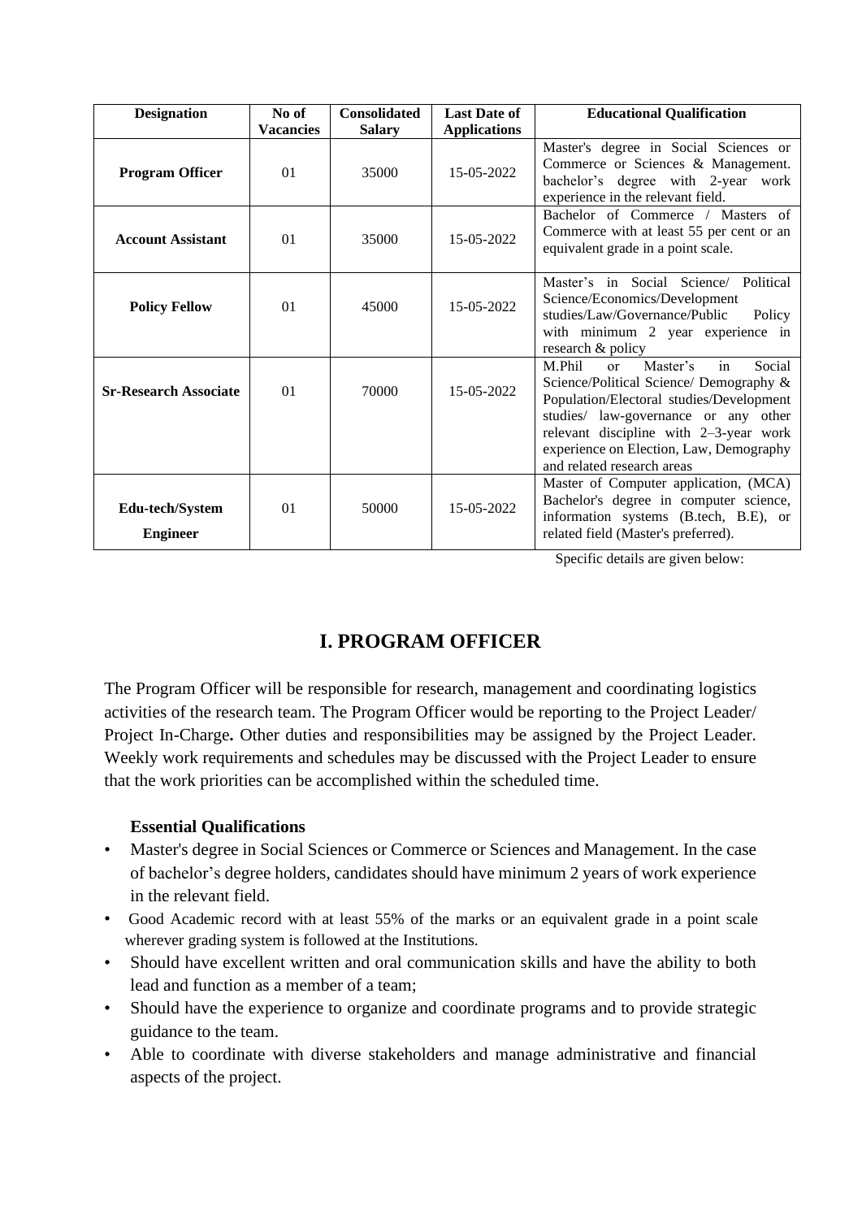| Designation | No of Vacancies | Consolidated Salary | Last Date of Applications | Educational Qualification |
|---|---|---|---|---|
| **Program Officer** | 01 | 35000 | 15-05-2022 | Master's degree in Social Sciences or Commerce or Sciences & Management. bachelor's degree with 2-year work experience in the relevant field. |
| **Account Assistant** | 01 | 35000 | 15-05-2022 | Bachelor of Commerce / Masters of Commerce with at least 55 per cent or an equivalent grade in a point scale. |
| **Policy Fellow** | 01 | 45000 | 15-05-2022 | Master's in Social Science/ Political Science/Economics/Development studies/Law/Governance/Public Policy with minimum 2 year experience in research & policy |
| **Sr-Research Associate** | 01 | 70000 | 15-05-2022 | M.Phil or Master's in Social Science/Political Science/ Demography & Population/Electoral studies/Development studies/ law-governance or any other relevant discipline with 2–3-year work experience on Election, Law, Demography and related research areas |
| **Edu-tech/System Engineer** | 01 | 50000 | 15-05-2022 | Master of Computer application, (MCA) Bachelor's degree in computer science, information systems (B.tech, B.E), or related field (Master's preferred). |

Specific details are given below:

## I. PROGRAM OFFICER

The Program Officer will be responsible for research, management and coordinating logistics activities of the research team. The Program Officer would be reporting to the Project Leader/ Project In-Charge**.** Other duties and responsibilities may be assigned by the Project Leader. Weekly work requirements and schedules may be discussed with the Project Leader to ensure that the work priorities can be accomplished within the scheduled time.

**Essential Qualifications**

- Master's degree in Social Sciences or Commerce or Sciences and Management. In the case of bachelor's degree holders, candidates should have minimum 2 years of work experience in the relevant field.
- Good Academic record with at least 55% of the marks or an equivalent grade in a point scale wherever grading system is followed at the Institutions.
- Should have excellent written and oral communication skills and have the ability to both lead and function as a member of a team;
- Should have the experience to organize and coordinate programs and to provide strategic guidance to the team.
- Able to coordinate with diverse stakeholders and manage administrative and financial aspects of the project.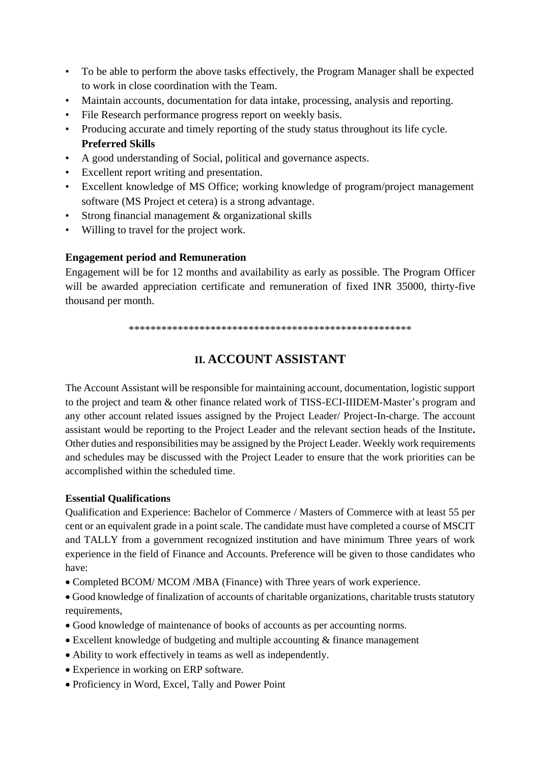- To be able to perform the above tasks effectively, the Program Manager shall be expected to work in close coordination with the Team.
- Maintain accounts, documentation for data intake, processing, analysis and reporting.
- File Research performance progress report on weekly basis.
- Producing accurate and timely reporting of the study status throughout its life cycle.

**Preferred Skills**

- A good understanding of Social, political and governance aspects.
- Excellent report writing and presentation.
- Excellent knowledge of MS Office; working knowledge of program/project management software (MS Project et cetera) is a strong advantage.
- Strong financial management & organizational skills
- Willing to travel for the project work.

**Engagement period and Remuneration**

Engagement will be for 12 months and availability as early as possible. The Program Officer will be awarded appreciation certificate and remuneration of fixed INR 35000, thirty-five thousand per month.

***************************************************

## II. ACCOUNT ASSISTANT

The Account Assistant will be responsible for maintaining account, documentation, logistic support to the project and team & other finance related work of TISS-ECI-IIIDEM-Master's program and any other account related issues assigned by the Project Leader/ Project-In-charge. The account assistant would be reporting to the Project Leader and the relevant section heads of the Institute**.** Other duties and responsibilities may be assigned by the Project Leader. Weekly work requirements and schedules may be discussed with the Project Leader to ensure that the work priorities can be accomplished within the scheduled time.

**Essential Qualifications**

Qualification and Experience: Bachelor of Commerce / Masters of Commerce with at least 55 per cent or an equivalent grade in a point scale. The candidate must have completed a course of MSCIT and TALLY from a government recognized institution and have minimum Three years of work experience in the field of Finance and Accounts. Preference will be given to those candidates who have:

- Completed BCOM/ MCOM /MBA (Finance) with Three years of work experience.
- Good knowledge of finalization of accounts of charitable organizations, charitable trusts statutory requirements,
- Good knowledge of maintenance of books of accounts as per accounting norms.
- Excellent knowledge of budgeting and multiple accounting & finance management
- Ability to work effectively in teams as well as independently.
- Experience in working on ERP software.
- Proficiency in Word, Excel, Tally and Power Point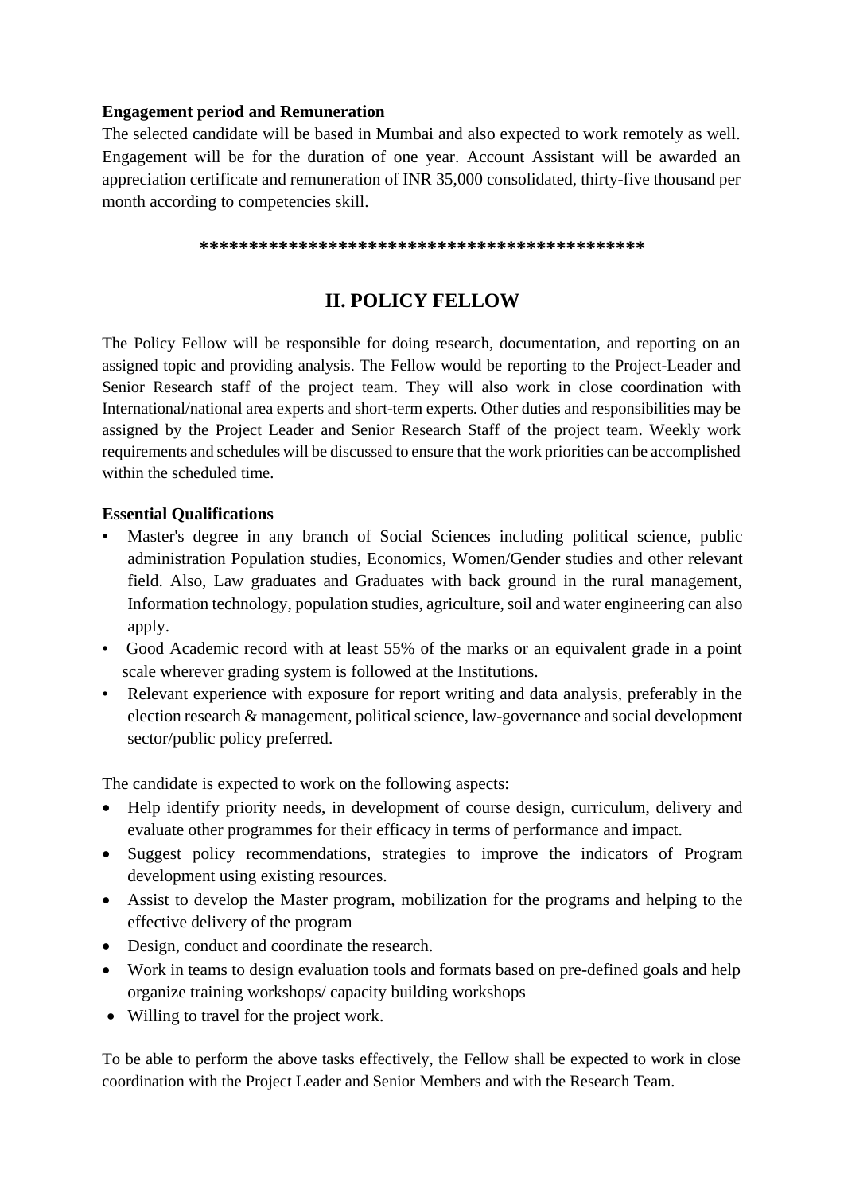**Engagement period and Remuneration**

The selected candidate will be based in Mumbai and also expected to work remotely as well. Engagement will be for the duration of one year. Account Assistant will be awarded an appreciation certificate and remuneration of INR 35,000 consolidated, thirty-five thousand per month according to competencies skill.

**********************************************

## II. POLICY FELLOW

The Policy Fellow will be responsible for doing research, documentation, and reporting on an assigned topic and providing analysis. The Fellow would be reporting to the Project-Leader and Senior Research staff of the project team. They will also work in close coordination with International/national area experts and short-term experts. Other duties and responsibilities may be assigned by the Project Leader and Senior Research Staff of the project team. Weekly work requirements and schedules will be discussed to ensure that the work priorities can be accomplished within the scheduled time.

**Essential Qualifications**

- Master's degree in any branch of Social Sciences including political science, public administration Population studies, Economics, Women/Gender studies and other relevant field. Also, Law graduates and Graduates with back ground in the rural management, Information technology, population studies, agriculture, soil and water engineering can also apply.
- Good Academic record with at least 55% of the marks or an equivalent grade in a point scale wherever grading system is followed at the Institutions.
- Relevant experience with exposure for report writing and data analysis, preferably in the election research & management, political science, law-governance and social development sector/public policy preferred.

The candidate is expected to work on the following aspects:

- Help identify priority needs, in development of course design, curriculum, delivery and evaluate other programmes for their efficacy in terms of performance and impact.
- Suggest policy recommendations, strategies to improve the indicators of Program development using existing resources.
- Assist to develop the Master program, mobilization for the programs and helping to the effective delivery of the program
- Design, conduct and coordinate the research.
- Work in teams to design evaluation tools and formats based on pre-defined goals and help organize training workshops/ capacity building workshops
- Willing to travel for the project work.

To be able to perform the above tasks effectively, the Fellow shall be expected to work in close coordination with the Project Leader and Senior Members and with the Research Team.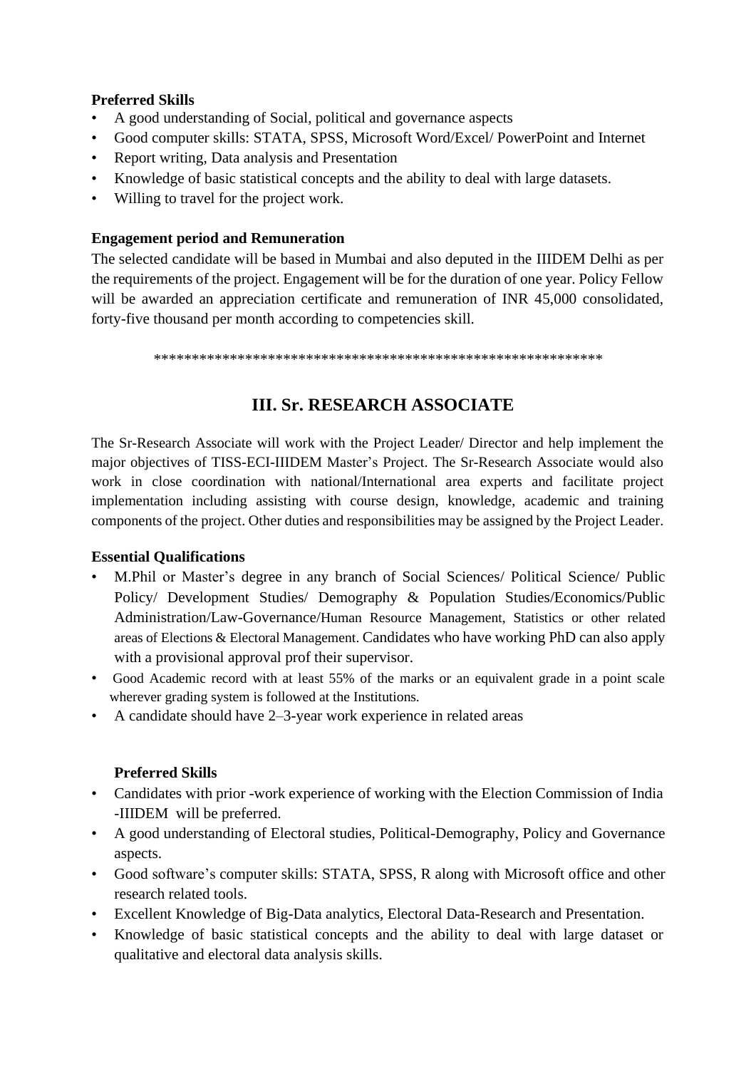**Preferred Skills**

- A good understanding of Social, political and governance aspects
- Good computer skills: STATA, SPSS, Microsoft Word/Excel/ PowerPoint and Internet
- Report writing, Data analysis and Presentation
- Knowledge of basic statistical concepts and the ability to deal with large datasets.
- Willing to travel for the project work.

**Engagement period and Remuneration**

The selected candidate will be based in Mumbai and also deputed in the IIIDEM Delhi as per the requirements of the project. Engagement will be for the duration of one year. Policy Fellow will be awarded an appreciation certificate and remuneration of INR 45,000 consolidated, forty-five thousand per month according to competencies skill.

************************************************************

## III. Sr. RESEARCH ASSOCIATE

The Sr-Research Associate will work with the Project Leader/ Director and help implement the major objectives of TISS-ECI-IIIDEM Master's Project. The Sr-Research Associate would also work in close coordination with national/International area experts and facilitate project implementation including assisting with course design, knowledge, academic and training components of the project. Other duties and responsibilities may be assigned by the Project Leader.

**Essential Qualifications**

- M.Phil or Master's degree in any branch of Social Sciences/ Political Science/ Public Policy/ Development Studies/ Demography & Population Studies/Economics/Public Administration/Law-Governance/Human Resource Management, Statistics or other related areas of Elections & Electoral Management. Candidates who have working PhD can also apply with a provisional approval prof their supervisor.
- Good Academic record with at least 55% of the marks or an equivalent grade in a point scale wherever grading system is followed at the Institutions.
- A candidate should have 2–3-year work experience in related areas

**Preferred Skills**

- Candidates with prior -work experience of working with the Election Commission of India -IIIDEM will be preferred.
- A good understanding of Electoral studies, Political-Demography, Policy and Governance aspects.
- Good software's computer skills: STATA, SPSS, R along with Microsoft office and other research related tools.
- Excellent Knowledge of Big-Data analytics, Electoral Data-Research and Presentation.
- Knowledge of basic statistical concepts and the ability to deal with large dataset or qualitative and electoral data analysis skills.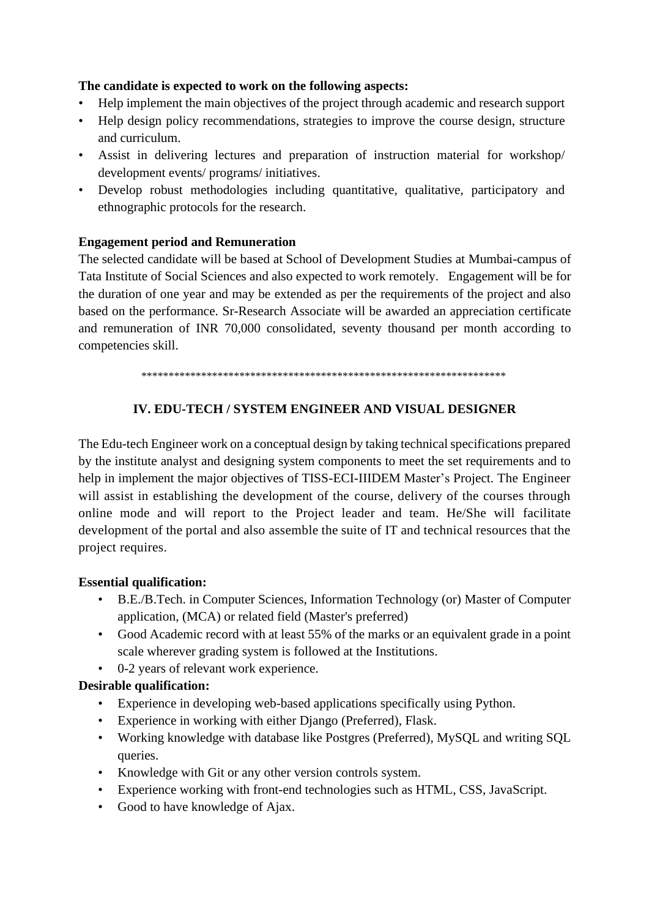**The candidate is expected to work on the following aspects:**

- Help implement the main objectives of the project through academic and research support
- Help design policy recommendations, strategies to improve the course design, structure and curriculum.
- Assist in delivering lectures and preparation of instruction material for workshop/ development events/ programs/ initiatives.
- Develop robust methodologies including quantitative, qualitative, participatory and ethnographic protocols for the research.

**Engagement period and Remuneration**

The selected candidate will be based at School of Development Studies at Mumbai-campus of Tata Institute of Social Sciences and also expected to work remotely. Engagement will be for the duration of one year and may be extended as per the requirements of the project and also based on the performance. Sr-Research Associate will be awarded an appreciation certificate and remuneration of INR 70,000 consolidated, seventy thousand per month according to competencies skill.

*******************************************************************

## IV. EDU-TECH / SYSTEM ENGINEER AND VISUAL DESIGNER

The Edu-tech Engineer work on a conceptual design by taking technical specifications prepared by the institute analyst and designing system components to meet the set requirements and to help in implement the major objectives of TISS-ECI-IIIDEM Master's Project. The Engineer will assist in establishing the development of the course, delivery of the courses through online mode and will report to the Project leader and team. He/She will facilitate development of the portal and also assemble the suite of IT and technical resources that the project requires.

**Essential qualification:**

- B.E./B.Tech. in Computer Sciences, Information Technology (or) Master of Computer application, (MCA) or related field (Master's preferred)
- Good Academic record with at least 55% of the marks or an equivalent grade in a point scale wherever grading system is followed at the Institutions.
- 0-2 years of relevant work experience.

**Desirable qualification:**

- Experience in developing web-based applications specifically using Python.
- Experience in working with either Django (Preferred), Flask.
- Working knowledge with database like Postgres (Preferred), MySQL and writing SQL queries.
- Knowledge with Git or any other version controls system.
- Experience working with front-end technologies such as HTML, CSS, JavaScript.
- Good to have knowledge of Ajax.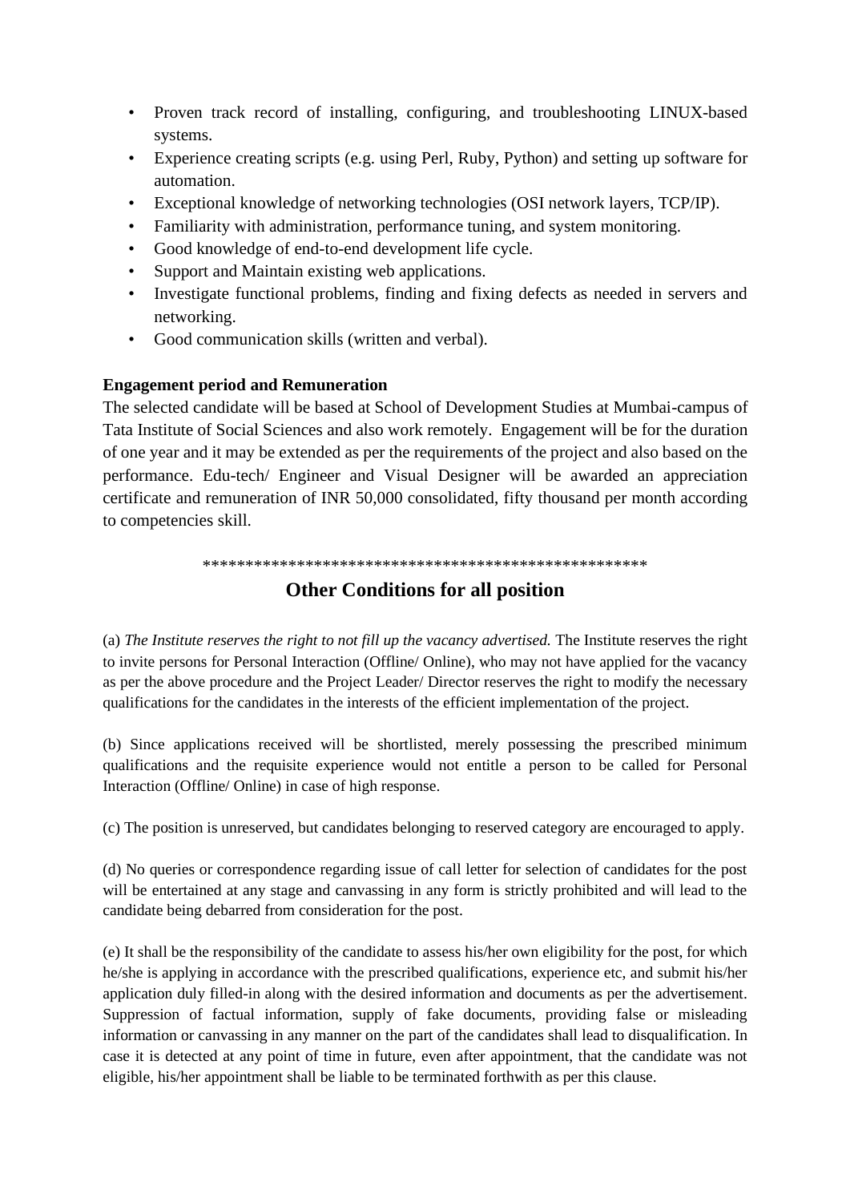- Proven track record of installing, configuring, and troubleshooting LINUX-based systems.
- Experience creating scripts (e.g. using Perl, Ruby, Python) and setting up software for automation.
- Exceptional knowledge of networking technologies (OSI network layers, TCP/IP).
- Familiarity with administration, performance tuning, and system monitoring.
- Good knowledge of end-to-end development life cycle.
- Support and Maintain existing web applications.
- Investigate functional problems, finding and fixing defects as needed in servers and networking.
- Good communication skills (written and verbal).

**Engagement period and Remuneration**

The selected candidate will be based at School of Development Studies at Mumbai-campus of Tata Institute of Social Sciences and also work remotely. Engagement will be for the duration of one year and it may be extended as per the requirements of the project and also based on the performance. Edu-tech/ Engineer and Visual Designer will be awarded an appreciation certificate and remuneration of INR 50,000 consolidated, fifty thousand per month according to competencies skill.

****************************************************

## Other Conditions for all position

(a) *The Institute reserves the right to not fill up the vacancy advertised.* The Institute reserves the right to invite persons for Personal Interaction (Offline/ Online), who may not have applied for the vacancy as per the above procedure and the Project Leader/ Director reserves the right to modify the necessary qualifications for the candidates in the interests of the efficient implementation of the project.

(b) Since applications received will be shortlisted, merely possessing the prescribed minimum qualifications and the requisite experience would not entitle a person to be called for Personal Interaction (Offline/ Online) in case of high response.

(c) The position is unreserved, but candidates belonging to reserved category are encouraged to apply.

(d) No queries or correspondence regarding issue of call letter for selection of candidates for the post will be entertained at any stage and canvassing in any form is strictly prohibited and will lead to the candidate being debarred from consideration for the post.

(e) It shall be the responsibility of the candidate to assess his/her own eligibility for the post, for which he/she is applying in accordance with the prescribed qualifications, experience etc, and submit his/her application duly filled-in along with the desired information and documents as per the advertisement. Suppression of factual information, supply of fake documents, providing false or misleading information or canvassing in any manner on the part of the candidates shall lead to disqualification. In case it is detected at any point of time in future, even after appointment, that the candidate was not eligible, his/her appointment shall be liable to be terminated forthwith as per this clause.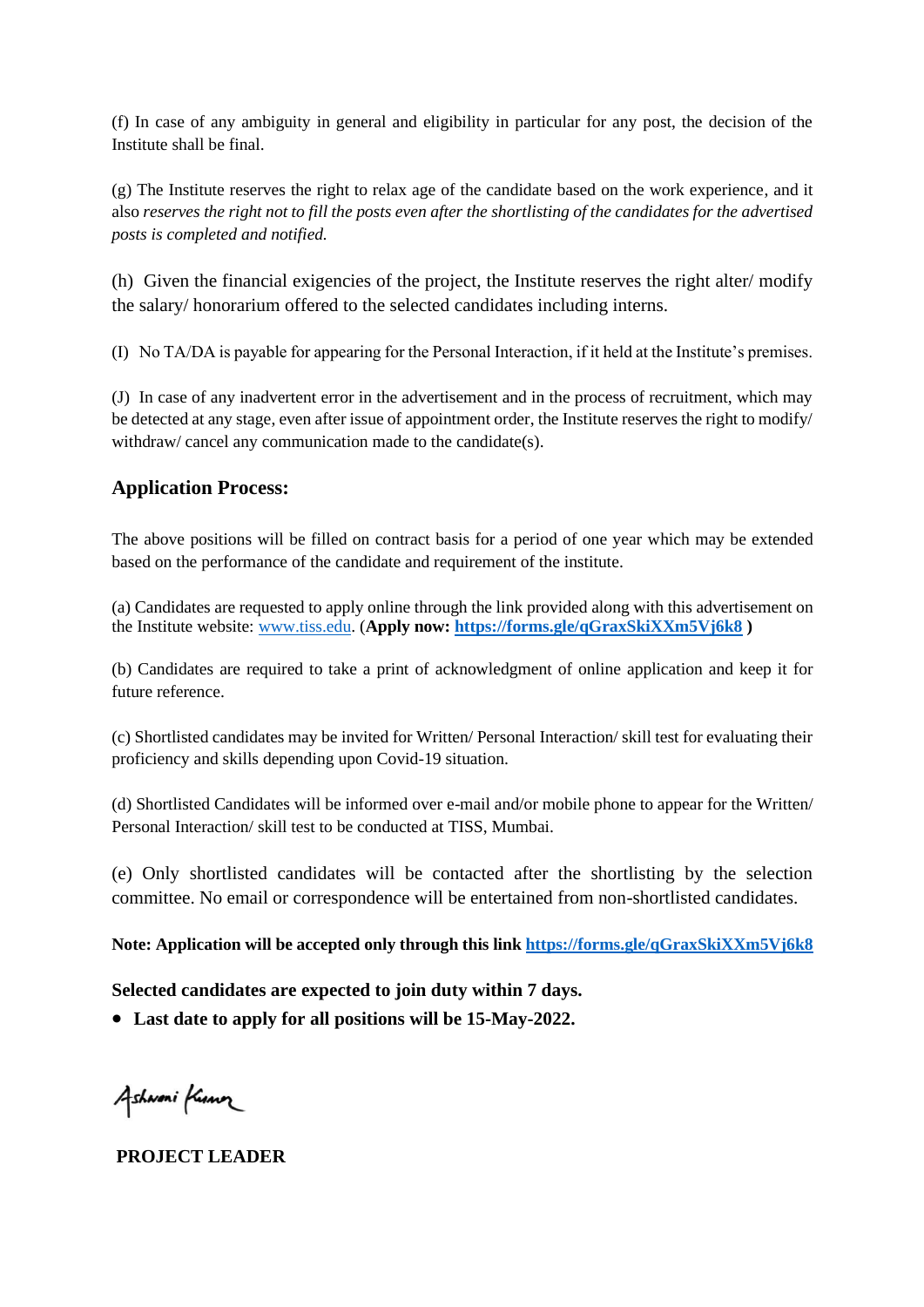(f) In case of any ambiguity in general and eligibility in particular for any post, the decision of the Institute shall be final.

(g) The Institute reserves the right to relax age of the candidate based on the work experience, and it also *reserves the right not to fill the posts even after the shortlisting of the candidates for the advertised posts is completed and notified.*

(h) Given the financial exigencies of the project, the Institute reserves the right alter/ modify the salary/ honorarium offered to the selected candidates including interns.

(I) No TA/DA is payable for appearing for the Personal Interaction, if it held at the Institute's premises.

(J) In case of any inadvertent error in the advertisement and in the process of recruitment, which may be detected at any stage, even after issue of appointment order, the Institute reserves the right to modify/ withdraw/ cancel any communication made to the candidate(s).

## Application Process:

The above positions will be filled on contract basis for a period of one year which may be extended based on the performance of the candidate and requirement of the institute.

(a) Candidates are requested to apply online through the link provided along with this advertisement on the Institute website: www.tiss.edu. (**Apply now: https://forms.gle/qGraxSkiXXm5Vj6k8 )**

(b) Candidates are required to take a print of acknowledgment of online application and keep it for future reference.

(c) Shortlisted candidates may be invited for Written/ Personal Interaction/ skill test for evaluating their proficiency and skills depending upon Covid-19 situation.

(d) Shortlisted Candidates will be informed over e-mail and/or mobile phone to appear for the Written/ Personal Interaction/ skill test to be conducted at TISS, Mumbai.

(e) Only shortlisted candidates will be contacted after the shortlisting by the selection committee. No email or correspondence will be entertained from non-shortlisted candidates.

**Note: Application will be accepted only through this link https://forms.gle/qGraxSkiXXm5Vj6k8**

**Selected candidates are expected to join duty within 7 days.**

- **Last date to apply for all positions will be 15-May-2022.**

Ashwani Kumar

**PROJECT LEADER**